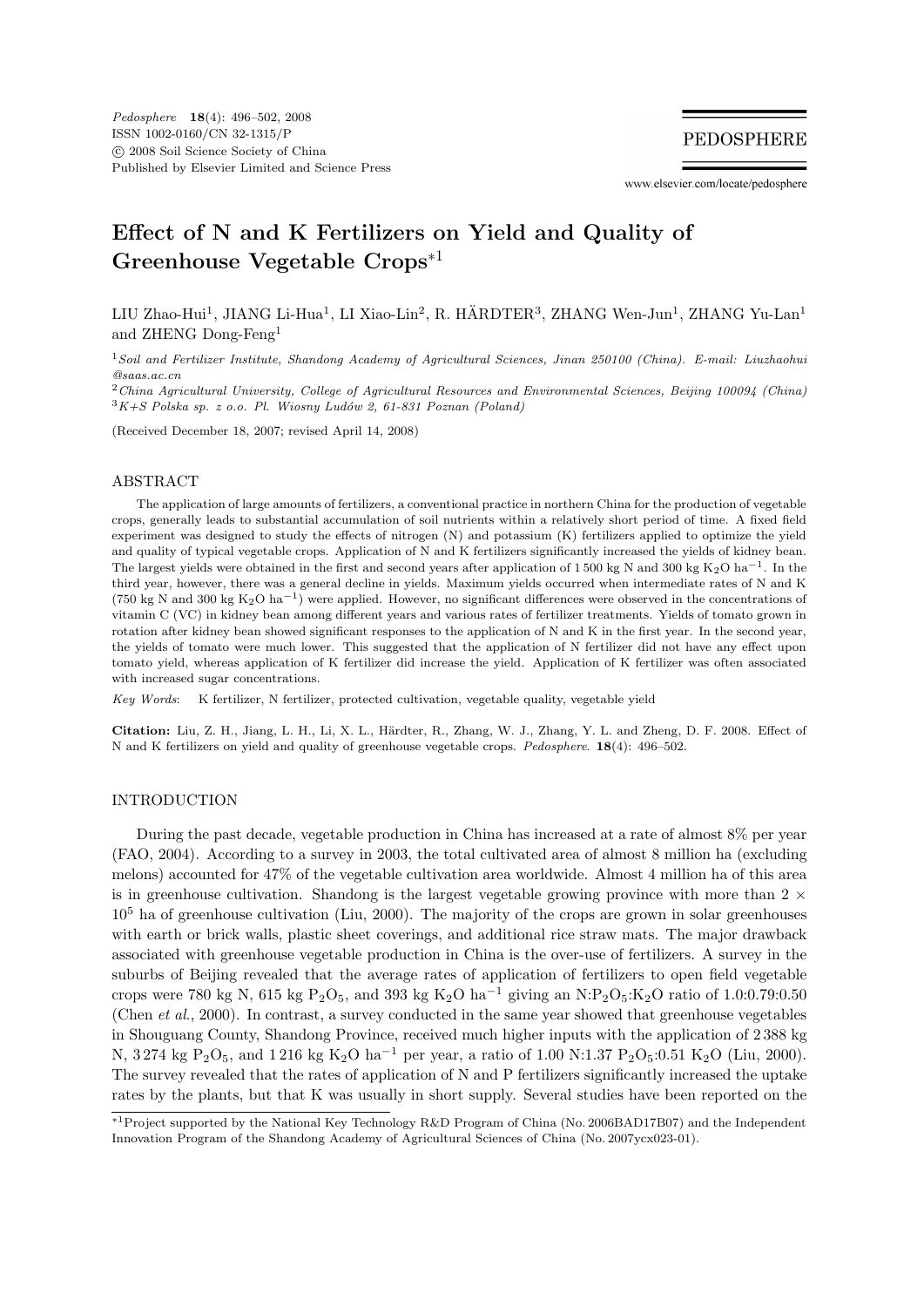# Effect of N and K Fertilizers on Yield and Quality of Greenhouse Vegetable Crops[*1]

LIU Zhao-Hui[1], JIANG Li-Hua[1], LI Xiao-Lin[2], R. HÄRDTER[3], ZHANG Wen-Jun[1], ZHANG Yu-Lan[1] and ZHENG Dong-Feng[1]

[1] *Soil and Fertilizer Institute, Shandong Academy of Agricultural Sciences, Jinan 250100 (China). E-mail: Liuzhaohui@saas.ac.cn*

[2] *China Agricultural University, College of Agricultural Resources and Environmental Sciences, Beijing 100094 (China)*

[3] *K+S Polska sp. z o.o. Pl. Wiosny Ludów 2, 61-831 Poznan (Poland)*

(Received December 18, 2007; revised April 14, 2008)

## ABSTRACT

The application of large amounts of fertilizers, a conventional practice in northern China for the production of vegetable crops, generally leads to substantial accumulation of soil nutrients within a relatively short period of time. A fixed field experiment was designed to study the effects of nitrogen (N) and potassium (K) fertilizers applied to optimize the yield and quality of typical vegetable crops. Application of N and K fertilizers significantly increased the yields of kidney bean. The largest yields were obtained in the first and second years after application of 1 500 kg N and 300 kg $K_2O$ $ha^{-1}$. In the third year, however, there was a general decline in yields. Maximum yields occurred when intermediate rates of N and K (750 kg N and 300 kg $K_2O$ $ha^{-1}$) were applied. However, no significant differences were observed in the concentrations of vitamin C (VC) in kidney bean among different years and various rates of fertilizer treatments. Yields of tomato grown in rotation after kidney bean showed significant responses to the application of N and K in the first year. In the second year, the yields of tomato were much lower. This suggested that the application of N fertilizer did not have any effect upon tomato yield, whereas application of K fertilizer did increase the yield. Application of K fertilizer was often associated with increased sugar concentrations.

*Key Words*: K fertilizer, N fertilizer, protected cultivation, vegetable quality, vegetable yield

**Citation:** Liu, Z. H., Jiang, L. H., Li, X. L., Härdter, R., Zhang, W. J., Zhang, Y. L. and Zheng, D. F. 2008. Effect of N and K fertilizers on yield and quality of greenhouse vegetable crops. *Pedosphere*. **18**(4): 496–502.

## INTRODUCTION

During the past decade, vegetable production in China has increased at a rate of almost 8% per year (FAO, 2004). According to a survey in 2003, the total cultivated area of almost 8 million ha (excluding melons) accounted for 47% of the vegetable cultivation area worldwide. Almost 4 million ha of this area is in greenhouse cultivation. Shandong is the largest vegetable growing province with more than $2 \times 10^5$ ha of greenhouse cultivation (Liu, 2000). The majority of the crops are grown in solar greenhouses with earth or brick walls, plastic sheet coverings, and additional rice straw mats. The major drawback associated with greenhouse vegetable production in China is the over-use of fertilizers. A survey in the suburbs of Beijing revealed that the average rates of application of fertilizers to open field vegetable crops were 780 kg N, 615 kg $P_2O_5$, and 393 kg $K_2O$ $ha^{-1}$ giving an N:$P_2O_5$:$K_2O$ ratio of 1.0:0.79:0.50 (Chen *et al.*, 2000). In contrast, a survey conducted in the same year showed that greenhouse vegetables in Shouguang County, Shandong Province, received much higher inputs with the application of 2 388 kg N, 3 274 kg $P_2O_5$, and 1 216 kg $K_2O$ $ha^{-1}$ per year, a ratio of 1.00 N:1.37 $P_2O_5$:0.51 $K_2O$ (Liu, 2000). The survey revealed that the rates of application of N and P fertilizers significantly increased the uptake rates by the plants, but that K was usually in short supply. Several studies have been reported on the

[*1] Project supported by the National Key Technology R&D Program of China (No. 2006BAD17B07) and the Independent Innovation Program of the Shandong Academy of Agricultural Sciences of China (No. 2007ycx023-01).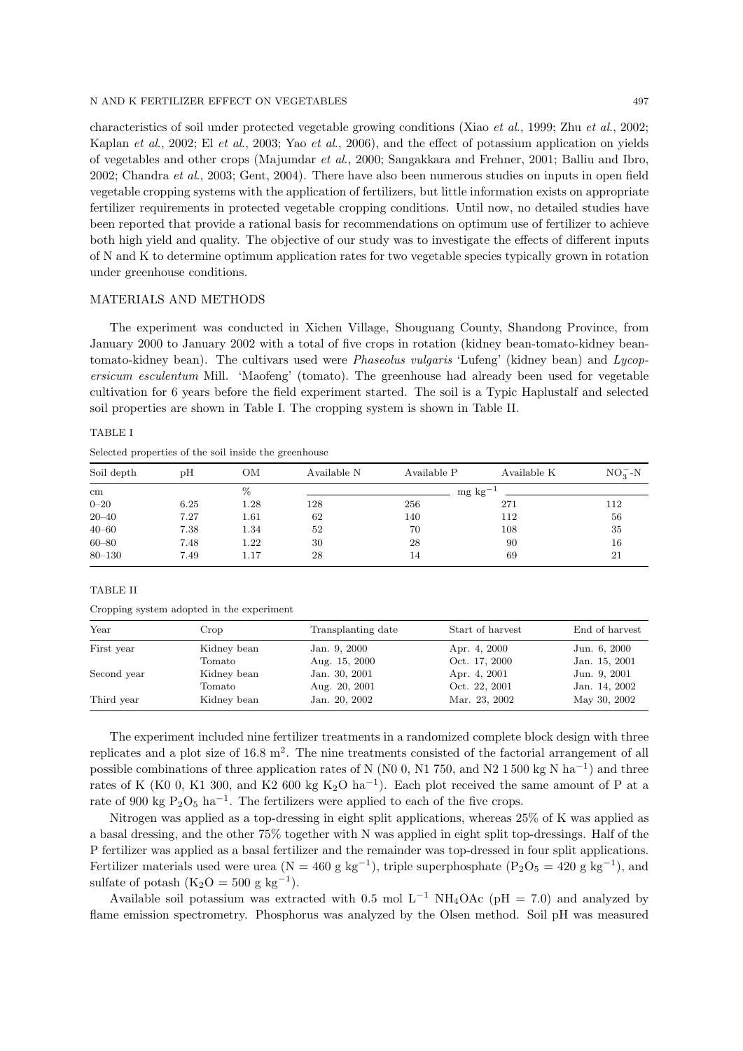characteristics of soil under protected vegetable growing conditions (Xiao *et al.*, 1999; Zhu *et al.*, 2002; Kaplan *et al.*, 2002; El *et al.*, 2003; Yao *et al.*, 2006), and the effect of potassium application on yields of vegetables and other crops (Majumdar *et al.*, 2000; Sangakkara and Frehner, 2001; Balliu and Ibro, 2002; Chandra *et al.*, 2003; Gent, 2004). There have also been numerous studies on inputs in open field vegetable cropping systems with the application of fertilizers, but little information exists on appropriate fertilizer requirements in protected vegetable cropping conditions. Until now, no detailed studies have been reported that provide a rational basis for recommendations on optimum use of fertilizer to achieve both high yield and quality. The objective of our study was to investigate the effects of different inputs of N and K to determine optimum application rates for two vegetable species typically grown in rotation under greenhouse conditions.

## MATERIALS AND METHODS

The experiment was conducted in Xichen Village, Shouguang County, Shandong Province, from January 2000 to January 2002 with a total of five crops in rotation (kidney bean-tomato-kidney bean-tomato-kidney bean). The cultivars used were *Phaseolus vulgaris* 'Lufeng' (kidney bean) and *Lycopersicum esculentum* Mill. 'Maofeng' (tomato). The greenhouse had already been used for vegetable cultivation for 6 years before the field experiment started. The soil is a Typic Haplustalf and selected soil properties are shown in Table I. The cropping system is shown in Table II.

TABLE I

Selected properties of the soil inside the greenhouse

| Soil depth | pH | OM | Available N | Available P | Available K | $NO_3^-$-N |
|---|---|---|---|---|---|---|
| cm | | % | mg $kg^{-1}$ | | | |
| 0–20 | 6.25 | 1.28 | 128 | 256 | 271 | 112 |
| 20–40 | 7.27 | 1.61 | 62 | 140 | 112 | 56 |
| 40–60 | 7.38 | 1.34 | 52 | 70 | 108 | 35 |
| 60–80 | 7.48 | 1.22 | 30 | 28 | 90 | 16 |
| 80–130 | 7.49 | 1.17 | 28 | 14 | 69 | 21 |

TABLE II

Cropping system adopted in the experiment

| Year | Crop | Transplanting date | Start of harvest | End of harvest |
|---|---|---|---|---|
| First year | Kidney bean | Jan. 9, 2000 | Apr. 4, 2000 | Jun. 6, 2000 |
| | Tomato | Aug. 15, 2000 | Oct. 17, 2000 | Jan. 15, 2001 |
| Second year | Kidney bean | Jan. 30, 2001 | Apr. 4, 2001 | Jun. 9, 2001 |
| | Tomato | Aug. 20, 2001 | Oct. 22, 2001 | Jan. 14, 2002 |
| Third year | Kidney bean | Jan. 20, 2002 | Mar. 23, 2002 | May 30, 2002 |

The experiment included nine fertilizer treatments in a randomized complete block design with three replicates and a plot size of 16.8 $m^2$. The nine treatments consisted of the factorial arrangement of all possible combinations of three application rates of N (N0 0, N1 750, and N2 1 500 kg N $ha^{-1}$) and three rates of K (K0 0, K1 300, and K2 600 kg $K_2O$ $ha^{-1}$). Each plot received the same amount of P at a rate of 900 kg $P_2O_5$ $ha^{-1}$. The fertilizers were applied to each of the five crops.

Nitrogen was applied as a top-dressing in eight split applications, whereas 25% of K was applied as a basal dressing, and the other 75% together with N was applied in eight split top-dressings. Half of the P fertilizer was applied as a basal fertilizer and the remainder was top-dressed in four split applications. Fertilizer materials used were urea (N = 460 g $kg^{-1}$), triple superphosphate ($P_2O_5$ = 420 g $kg^{-1}$), and sulfate of potash ($K_2O$ = 500 g $kg^{-1}$).

Available soil potassium was extracted with 0.5 mol $L^{-1}$ $NH_4OAc$ (pH = 7.0) and analyzed by flame emission spectrometry. Phosphorus was analyzed by the Olsen method. Soil pH was measured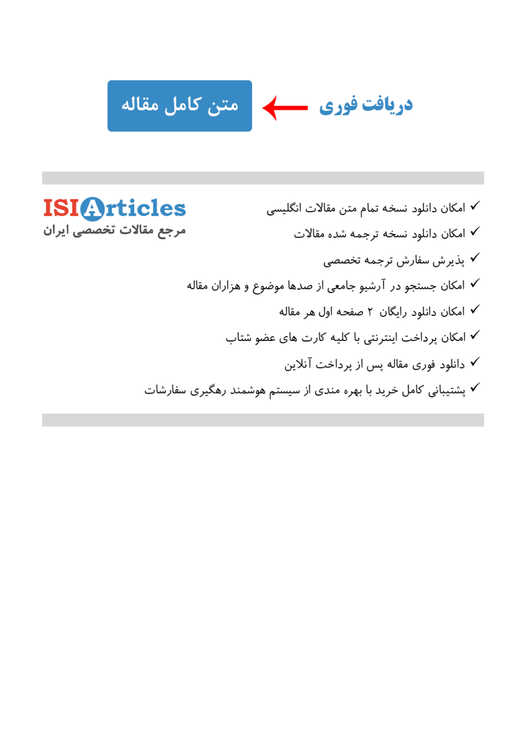دریافت فوری ← متن کامل مقاله

**ISIArticles**
مرجع مقالات تخصصی ایران

- ✓ امکان دانلود نسخه تمام متن مقالات انگلیسی
- ✓ امکان دانلود نسخه ترجمه شده مقالات
- ✓ پذیرش سفارش ترجمه تخصصی
- ✓ امکان جستجو در آرشیو جامعی از صدها موضوع و هزاران مقاله
- ✓ امکان دانلود رایگان ۲ صفحه اول هر مقاله
- ✓ امکان پرداخت اینترنتی با کلیه کارت های عضو شتاب
- ✓ دانلود فوری مقاله پس از پرداخت آنلاین
- ✓ پشتیبانی کامل خرید با بهره مندی از سیستم هوشمند رهگیری سفارشات